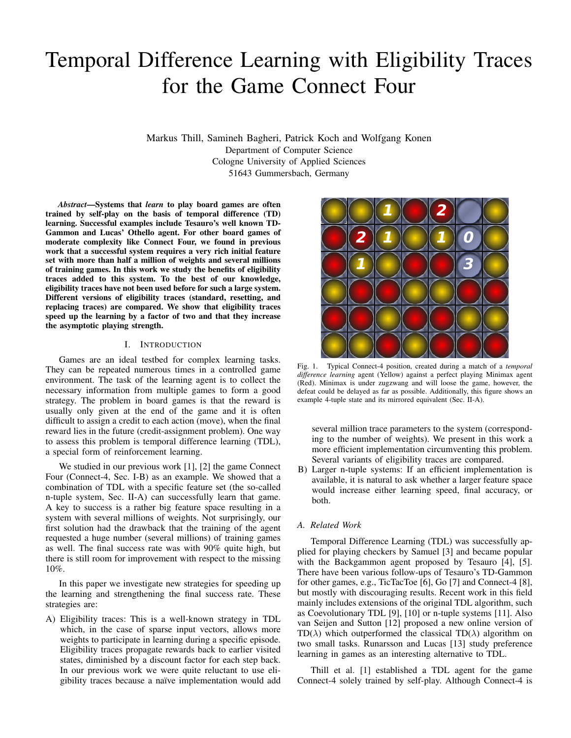# Temporal Difference Learning with Eligibility Traces for the Game Connect Four

Markus Thill, Samineh Bagheri, Patrick Koch and Wolfgang Konen
Department of Computer Science
Cologne University of Applied Sciences
51643 Gummersbach, Germany

***Abstract*—Systems that *learn* to play board games are often trained by self-play on the basis of temporal difference (TD) learning. Successful examples include Tesauro's well known TD-Gammon and Lucas' Othello agent. For other board games of moderate complexity like Connect Four, we found in previous work that a successful system requires a very rich initial feature set with more than half a million of weights and several millions of training games. In this work we study the benefits of eligibility traces added to this system. To the best of our knowledge, eligibility traces have not been used before for such a large system. Different versions of eligibility traces (standard, resetting, and replacing traces) are compared. We show that eligibility traces speed up the learning by a factor of two and that they increase the asymptotic playing strength.**

## I. Introduction

Games are an ideal testbed for complex learning tasks. They can be repeated numerous times in a controlled game environment. The task of the learning agent is to collect the necessary information from multiple games to form a good strategy. The problem in board games is that the reward is usually only given at the end of the game and it is often difficult to assign a credit to each action (move), when the final reward lies in the future (credit-assignment problem). One way to assess this problem is temporal difference learning (TDL), a special form of reinforcement learning.

We studied in our previous work [1], [2] the game Connect Four (Connect-4, Sec. I-B) as an example. We showed that a combination of TDL with a specific feature set (the so-called n-tuple system, Sec. II-A) can successfully learn that game. A key to success is a rather big feature space resulting in a system with several millions of weights. Not surprisingly, our first solution had the drawback that the training of the agent requested a huge number (several millions) of training games as well. The final success rate was with 90% quite high, but there is still room for improvement with respect to the missing 10%.

In this paper we investigate new strategies for speeding up the learning and strengthening the final success rate. These strategies are:

A) Eligibility traces: This is a well-known strategy in TDL which, in the case of sparse input vectors, allows more weights to participate in learning during a specific episode. Eligibility traces propagate rewards back to earlier visited states, diminished by a discount factor for each step back. In our previous work we were quite reluctant to use eligibility traces because a naïve implementation would add several million trace parameters to the system (corresponding to the number of weights). We present in this work a more efficient implementation circumventing this problem. Several variants of eligibility traces are compared.

B) Larger n-tuple systems: If an efficient implementation is available, it is natural to ask whether a larger feature space would increase either learning speed, final accuracy, or both.

Fig. 1. Typical Connect-4 position, created during a match of a *temporal difference learning* agent (Yellow) against a perfect playing Minimax agent (Red). Minimax is under zugzwang and will loose the game, however, the defeat could be delayed as far as possible. Additionally, this figure shows an example 4-tuple state and its mirrored equivalent (Sec. II-A).

### A. Related Work

Temporal Difference Learning (TDL) was successfully applied for playing checkers by Samuel [3] and became popular with the Backgammon agent proposed by Tesauro [4], [5]. There have been various follow-ups of Tesauro's TD-Gammon for other games, e.g., TicTacToe [6], Go [7] and Connect-4 [8], but mostly with discouraging results. Recent work in this field mainly includes extensions of the original TDL algorithm, such as Coevolutionary TDL [9], [10] or n-tuple systems [11]. Also van Seijen and Sutton [12] proposed a new online version of TD($\lambda$) which outperformed the classical TD($\lambda$) algorithm on two small tasks. Runarsson and Lucas [13] study preference learning in games as an interesting alternative to TDL.

Thill et al. [1] established a TDL agent for the game Connect-4 solely trained by self-play. Although Connect-4 is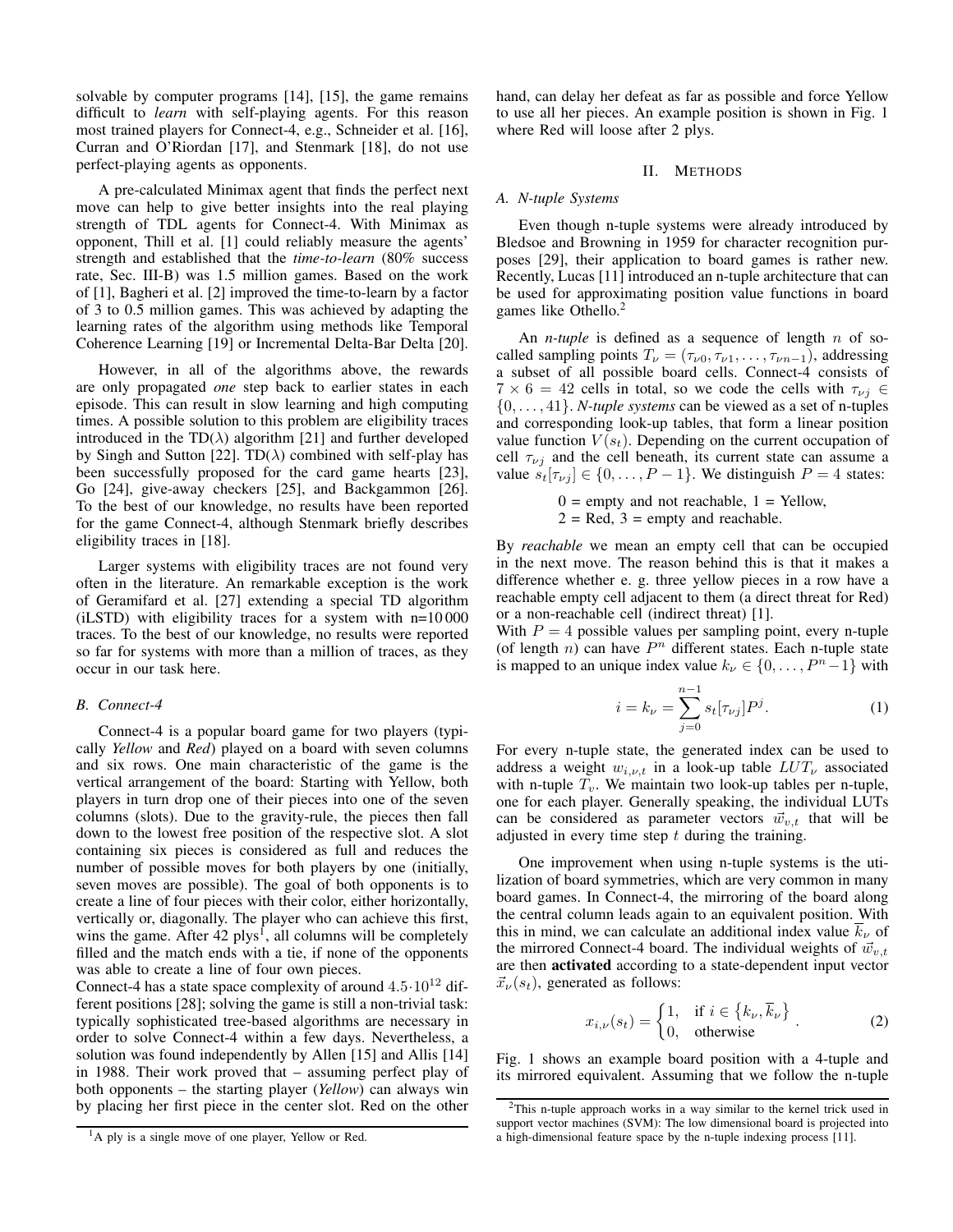solvable by computer programs [14], [15], the game remains difficult to *learn* with self-playing agents. For this reason most trained players for Connect-4, e.g., Schneider et al. [16], Curran and O'Riordan [17], and Stenmark [18], do not use perfect-playing agents as opponents.

A pre-calculated Minimax agent that finds the perfect next move can help to give better insights into the real playing strength of TDL agents for Connect-4. With Minimax as opponent, Thill et al. [1] could reliably measure the agents' strength and established that the *time-to-learn* (80% success rate, Sec. III-B) was 1.5 million games. Based on the work of [1], Bagheri et al. [2] improved the time-to-learn by a factor of 3 to 0.5 million games. This was achieved by adapting the learning rates of the algorithm using methods like Temporal Coherence Learning [19] or Incremental Delta-Bar Delta [20].

However, in all of the algorithms above, the rewards are only propagated *one* step back to earlier states in each episode. This can result in slow learning and high computing times. A possible solution to this problem are eligibility traces introduced in the TD($\lambda$) algorithm [21] and further developed by Singh and Sutton [22]. TD($\lambda$) combined with self-play has been successfully proposed for the card game hearts [23], Go [24], give-away checkers [25], and Backgammon [26]. To the best of our knowledge, no results have been reported for the game Connect-4, although Stenmark briefly describes eligibility traces in [18].

Larger systems with eligibility traces are not found very often in the literature. An remarkable exception is the work of Geramifard et al. [27] extending a special TD algorithm (iLSTD) with eligibility traces for a system with n=10 000 traces. To the best of our knowledge, no results were reported so far for systems with more than a million of traces, as they occur in our task here.

### B. Connect-4

Connect-4 is a popular board game for two players (typically *Yellow* and *Red*) played on a board with seven columns and six rows. One main characteristic of the game is the vertical arrangement of the board: Starting with Yellow, both players in turn drop one of their pieces into one of the seven columns (slots). Due to the gravity-rule, the pieces then fall down to the lowest free position of the respective slot. A slot containing six pieces is considered as full and reduces the number of possible moves for both players by one (initially, seven moves are possible). The goal of both opponents is to create a line of four pieces with their color, either horizontally, vertically or, diagonally. The player who can achieve this first, wins the game. After 42 plys[1], all columns will be completely filled and the match ends with a tie, if none of the opponents was able to create a line of four own pieces.
Connect-4 has a state space complexity of around $4.5 \cdot 10^{12}$ different positions [28]; solving the game is still a non-trivial task: typically sophisticated tree-based algorithms are necessary in order to solve Connect-4 within a few days. Nevertheless, a solution was found independently by Allen [15] and Allis [14] in 1988. Their work proved that – assuming perfect play of both opponents – the starting player (*Yellow*) can always win by placing her first piece in the center slot. Red on the other hand, can delay her defeat as far as possible and force Yellow to use all her pieces. An example position is shown in Fig. 1 where Red will loose after 2 plys.

[1] A ply is a single move of one player, Yellow or Red.

## II. Methods

### A. N-tuple Systems

Even though n-tuple systems were already introduced by Bledsoe and Browning in 1959 for character recognition purposes [29], their application to board games is rather new. Recently, Lucas [11] introduced an n-tuple architecture that can be used for approximating position value functions in board games like Othello.[2]

An *n-tuple* is defined as a sequence of length $n$ of so-called sampling points $T_\nu = (\tau_{\nu 0}, \tau_{\nu 1}, \ldots, \tau_{\nu n-1})$, addressing a subset of all possible board cells. Connect-4 consists of $7 \times 6 = 42$ cells in total, so we code the cells with $\tau_{\nu j} \in \{0, \ldots, 41\}$. *N-tuple systems* can be viewed as a set of n-tuples and corresponding look-up tables, that form a linear position value function $V(s_t)$. Depending on the current occupation of cell $\tau_{\nu j}$ and the cell beneath, its current state can assume a value $s_t[\tau_{\nu j}] \in \{0, \ldots, P-1\}$. We distinguish $P = 4$ states:

0 = empty and not reachable, 1 = Yellow,
2 = Red, 3 = empty and reachable.

By *reachable* we mean an empty cell that can be occupied in the next move. The reason behind this is that it makes a difference whether e. g. three yellow pieces in a row have a reachable empty cell adjacent to them (a direct threat for Red) or a non-reachable cell (indirect threat) [1].
With $P = 4$ possible values per sampling point, every n-tuple (of length $n$) can have $P^n$ different states. Each n-tuple state is mapped to an unique index value $k_\nu \in \{0, \ldots, P^n - 1\}$ with

$$i = k_\nu = \sum_{j=0}^{n-1} s_t[\tau_{\nu j}] P^j. \tag{1}$$

For every n-tuple state, the generated index can be used to address a weight $w_{i,\nu,t}$ in a look-up table $LUT_\nu$ associated with n-tuple $T_v$. We maintain two look-up tables per n-tuple, one for each player. Generally speaking, the individual LUTs can be considered as parameter vectors $\vec{w}_{v,t}$ that will be adjusted in every time step $t$ during the training.

One improvement when using n-tuple systems is the utilization of board symmetries, which are very common in many board games. In Connect-4, the mirroring of the board along the central column leads again to an equivalent position. With this in mind, we can calculate an additional index value $\overline{k}_\nu$ of the mirrored Connect-4 board. The individual weights of $\vec{w}_{v,t}$ are then **activated** according to a state-dependent input vector $\vec{x}_\nu(s_t)$, generated as follows:

$$x_{i,\nu}(s_t) = \begin{cases} 1, & \text{if } i \in \left\{k_\nu, \overline{k}_\nu\right\} \\ 0, & \text{otherwise} \end{cases}. \tag{2}$$

Fig. 1 shows an example board position with a 4-tuple and its mirrored equivalent. Assuming that we follow the n-tuple

[2] This n-tuple approach works in a way similar to the kernel trick used in support vector machines (SVM): The low dimensional board is projected into a high-dimensional feature space by the n-tuple indexing process [11].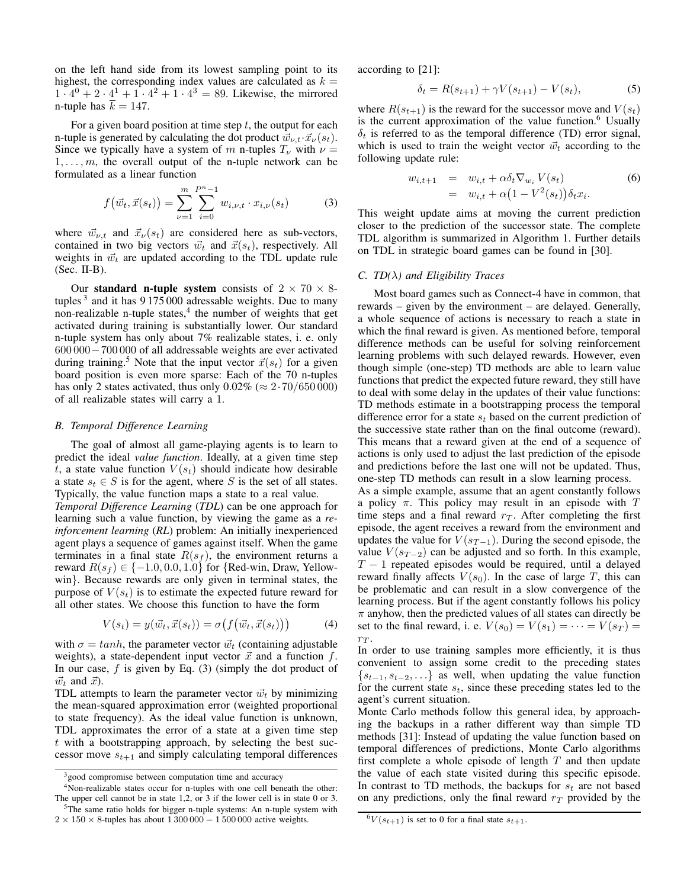on the left hand side from its lowest sampling point to its highest, the corresponding index values are calculated as $k = 1 \cdot 4^0 + 2 \cdot 4^1 + 1 \cdot 4^2 + 1 \cdot 4^3 = 89$. Likewise, the mirrored n-tuple has $\overline{k} = 147$.

For a given board position at time step $t$, the output for each n-tuple is generated by calculating the dot product $\vec{w}_{\nu,t} \cdot \vec{x}_\nu(s_t)$. Since we typically have a system of $m$ n-tuples $T_\nu$ with $\nu = 1, \ldots, m$, the overall output of the n-tuple network can be formulated as a linear function

$$f\big(\vec{w}_t, \vec{x}(s_t)\big) = \sum_{\nu=1}^{m} \sum_{i=0}^{P^n-1} w_{i,\nu,t} \cdot x_{i,\nu}(s_t) \tag{3}$$

where $\vec{w}_{\nu,t}$ and $\vec{x}_\nu(s_t)$ are considered here as sub-vectors, contained in two big vectors $\vec{w}_t$ and $\vec{x}(s_t)$, respectively. All weights in $\vec{w}_t$ are updated according to the TDL update rule (Sec. II-B).

Our **standard n-tuple system** consists of $2 \times 70 \times 8$-tuples [3] and it has 9 175 000 adressable weights. Due to many non-realizable n-tuple states,[4] the number of weights that get activated during training is substantially lower. Our standard n-tuple system has only about 7% realizable states, i. e. only 600 000 − 700 000 of all addressable weights are ever activated during training.[5] Note that the input vector $\vec{x}(s_t)$ for a given board position is even more sparse: Each of the 70 n-tuples has only 2 states activated, thus only 0.02% ($\approx 2 \cdot 70/650\,000$) of all realizable states will carry a 1.

### B. Temporal Difference Learning

The goal of almost all game-playing agents is to learn to predict the ideal *value function*. Ideally, at a given time step $t$, a state value function $V(s_t)$ should indicate how desirable a state $s_t \in S$ is for the agent, where $S$ is the set of all states. Typically, the value function maps a state to a real value.

*Temporal Difference Learning* (*TDL*) can be one approach for learning such a value function, by viewing the game as a *reinforcement learning* (*RL*) problem: An initially inexperienced agent plays a sequence of games against itself. When the game terminates in a final state $R(s_f)$, the environment returns a reward $R(s_f) \in \{-1.0, 0.0, 1.0\}$ for {Red-win, Draw, Yellow-win}. Because rewards are only given in terminal states, the purpose of $V(s_t)$ is to estimate the expected future reward for all other states. We choose this function to have the form

$$V(s_t) = y(\vec{w}_t, \vec{x}(s_t)) = \sigma\big(f\big(\vec{w}_t, \vec{x}(s_t)\big)\big) \tag{4}$$

with $\sigma = tanh$, the parameter vector $\vec{w}_t$ (containing adjustable weights), a state-dependent input vector $\vec{x}$ and a function $f$. In our case, $f$ is given by Eq. (3) (simply the dot product of $\vec{w}_t$ and $\vec{x}$).

TDL attempts to learn the parameter vector $\vec{w}_t$ by minimizing the mean-squared approximation error (weighted proportional to state frequency). As the ideal value function is unknown, TDL approximates the error of a state at a given time step $t$ with a bootstrapping approach, by selecting the best successor move $s_{t+1}$ and simply calculating temporal differences according to [21]:

$$\delta_t = R(s_{t+1}) + \gamma V(s_{t+1}) - V(s_t), \tag{5}$$

where $R(s_{t+1})$ is the reward for the successor move and $V(s_t)$ is the current approximation of the value function.[6] Usually $\delta_t$ is referred to as the temporal difference (TD) error signal, which is used to train the weight vector $\vec{w}_t$ according to the following update rule:

$$\begin{aligned} w_{i,t+1} &= w_{i,t} + \alpha \delta_t \nabla_{w_i} V(s_t) \\ &= w_{i,t} + \alpha\big(1 - V^2(s_t)\big)\delta_t x_i. \end{aligned} \tag{6}$$

This weight update aims at moving the current prediction closer to the prediction of the successor state. The complete TDL algorithm is summarized in Algorithm 1. Further details on TDL in strategic board games can be found in [30].

### C. TD($\lambda$) and Eligibility Traces

Most board games such as Connect-4 have in common, that rewards – given by the environment – are delayed. Generally, a whole sequence of actions is necessary to reach a state in which the final reward is given. As mentioned before, temporal difference methods can be useful for solving reinforcement learning problems with such delayed rewards. However, even though simple (one-step) TD methods are able to learn value functions that predict the expected future reward, they still have to deal with some delay in the updates of their value functions: TD methods estimate in a bootstrapping process the temporal difference error for a state $s_t$ based on the current prediction of the successive state rather than on the final outcome (reward). This means that a reward given at the end of a sequence of actions is only used to adjust the last prediction of the episode and predictions before the last one will not be updated. Thus, one-step TD methods can result in a slow learning process.

As a simple example, assume that an agent constantly follows a policy $\pi$. This policy may result in an episode with $T$ time steps and a final reward $r_T$. After completing the first episode, the agent receives a reward from the environment and updates the value for $V(s_{T-1})$. During the second episode, the value $V(s_{T-2})$ can be adjusted and so forth. In this example, $T-1$ repeated episodes would be required, until a delayed reward finally affects $V(s_0)$. In the case of large $T$, this can be problematic and can result in a slow convergence of the learning process. But if the agent constantly follows his policy $\pi$ anyhow, then the predicted values of all states can directly be set to the final reward, i. e. $V(s_0) = V(s_1) = \cdots = V(s_T) = r_T$.

In order to use training samples more efficiently, it is thus convenient to assign some credit to the preceding states $\{s_{t-1}, s_{t-2}, \ldots\}$ as well, when updating the value function for the current state $s_t$, since these preceding states led to the agent's current situation.

Monte Carlo methods follow this general idea, by approaching the backups in a rather different way than simple TD methods [31]: Instead of updating the value function based on temporal differences of predictions, Monte Carlo algorithms first complete a whole episode of length $T$ and then update the value of each state visited during this specific episode. In contrast to TD methods, the backups for $s_t$ are not based on any predictions, only the final reward $r_T$ provided by the

[3] good compromise between computation time and accuracy

[4] Non-realizable states occur for n-tuples with one cell beneath the other: The upper cell cannot be in state 1,2, or 3 if the lower cell is in state 0 or 3.

[5] The same ratio holds for bigger n-tuple systems: An n-tuple system with $2 \times 150 \times 8$-tuples has about 1 300 000 − 1 500 000 active weights.

[6] $V(s_{t+1})$ is set to 0 for a final state $s_{t+1}$.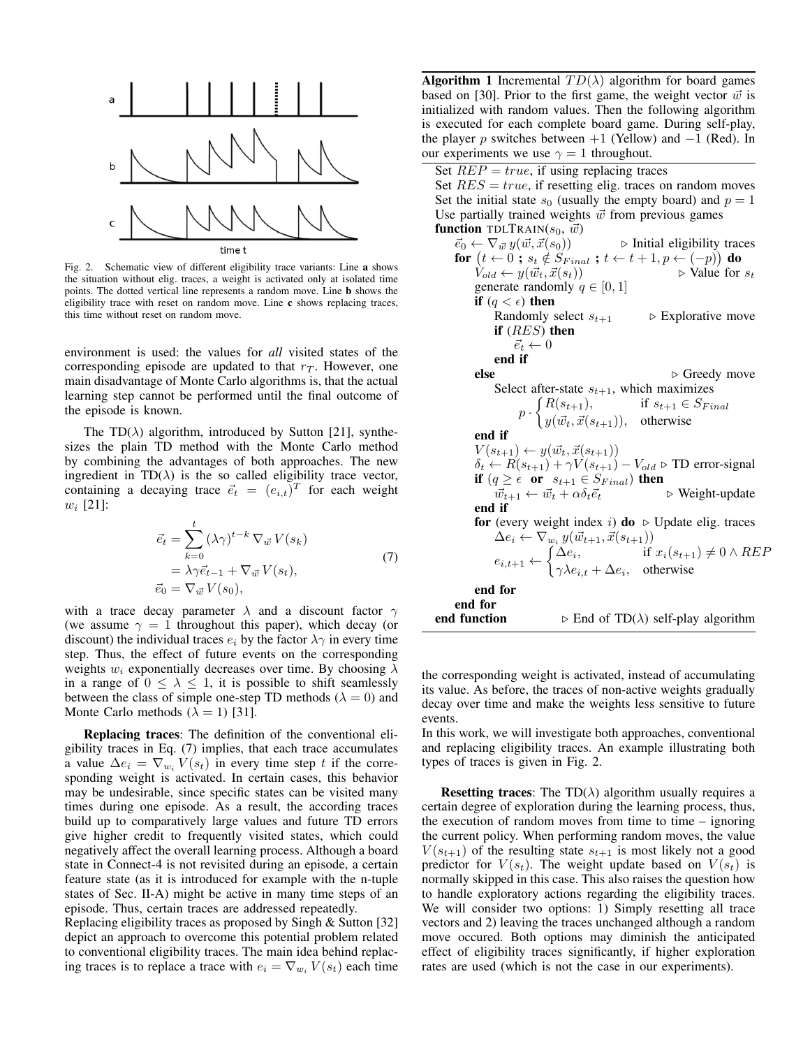Fig. 2. Schematic view of different eligibility trace variants: Line **a** shows the situation without elig. traces, a weight is activated only at isolated time points. The dotted vertical line represents a random move. Line **b** shows the eligibility trace with reset on random move. Line **c** shows replacing traces, this time without reset on random move.

environment is used: the values for *all* visited states of the corresponding episode are updated to that $r_T$. However, one main disadvantage of Monte Carlo algorithms is, that the actual learning step cannot be performed until the final outcome of the episode is known.

The TD($\lambda$) algorithm, introduced by Sutton [21], synthesizes the plain TD method with the Monte Carlo method by combining the advantages of both approaches. The new ingredient in TD($\lambda$) is the so called eligibility trace vector, containing a decaying trace $\vec{e}_t = (e_{i,t})^T$ for each weight $w_i$ [21]:

$$\begin{aligned} \vec{e}_t &= \sum_{k=0}^{t} (\lambda\gamma)^{t-k} \nabla_{\vec{w}} V(s_k) \\ &= \lambda\gamma\vec{e}_{t-1} + \nabla_{\vec{w}} V(s_t), \\ \vec{e}_0 &= \nabla_{\vec{w}} V(s_0), \end{aligned} \tag{7}$$

with a trace decay parameter $\lambda$ and a discount factor $\gamma$ (we assume $\gamma = 1$ throughout this paper), which decay (or discount) the individual traces $e_i$ by the factor $\lambda\gamma$ in every time step. Thus, the effect of future events on the corresponding weights $w_i$ exponentially decreases over time. By choosing $\lambda$ in a range of $0 \le \lambda \le 1$, it is possible to shift seamlessly between the class of simple one-step TD methods ($\lambda = 0$) and Monte Carlo methods ($\lambda = 1$) [31].

**Replacing traces**: The definition of the conventional eligibility traces in Eq. (7) implies, that each trace accumulates a value $\Delta e_i = \nabla_{w_i} V(s_t)$ in every time step $t$ if the corresponding weight is activated. In certain cases, this behavior may be undesirable, since specific states can be visited many times during one episode. As a result, the according traces build up to comparatively large values and future TD errors give higher credit to frequently visited states, which could negatively affect the overall learning process. Although a board state in Connect-4 is not revisited during an episode, a certain feature state (as it is introduced for example with the n-tuple states of Sec. II-A) might be active in many time steps of an episode. Thus, certain traces are addressed repeatedly.
Replacing eligibility traces as proposed by Singh & Sutton [32] depict an approach to overcome this potential problem related to conventional eligibility traces. The main idea behind replacing traces is to replace a trace with $e_i = \nabla_{w_i} V(s_t)$ each time

**Algorithm 1** Incremental $TD(\lambda)$ algorithm for board games based on [30]. Prior to the first game, the weight vector $\vec{w}$ is initialized with random values. Then the following algorithm is executed for each complete board game. During self-play, the player $p$ switches between $+1$ (Yellow) and $-1$ (Red). In our experiments we use $\gamma = 1$ throughout.

```
Set REP = true, if using replacing traces
Set RES = true, if resetting elig. traces on random moves
Set the initial state s_0 (usually the empty board) and p = 1
Use partially trained weights w from previous games
function TDLTRAIN(s_0, w)
    e_0 ← ∇_w y(w, x(s_0))                    ▷ Initial eligibility traces
    for (t ← 0 ; s_t ∉ S_Final ; t ← t+1, p ← (−p)) do
        V_old ← y(w_t, x(s_t))                ▷ Value for s_t
        generate randomly q ∈ [0, 1]
        if (q < ε) then
            Randomly select s_{t+1}           ▷ Explorative move
            if (RES) then
                e_t ← 0
            end if
        else                                  ▷ Greedy move
            Select after-state s_{t+1}, which maximizes
                p · { R(s_{t+1}),             if s_{t+1} ∈ S_Final
                    { y(w_t, x(s_{t+1})),     otherwise
        end if
        V(s_{t+1}) ← y(w_t, x(s_{t+1}))
        δ_t ← R(s_{t+1}) + γV(s_{t+1}) − V_old   ▷ TD error-signal
        if (q ≥ ε or s_{t+1} ∈ S_Final) then
            w_{t+1} ← w_t + α δ_t e_t             ▷ Weight-update
        end if
        for (every weight index i) do         ▷ Update elig. traces
            Δe_i ← ∇_{w_i} y(w_{t+1}, x(s_{t+1}))
            e_{i,t+1} ← { Δe_i,               if x_i(s_{t+1}) ≠ 0 ∧ REP
                        { γλ e_{i,t} + Δe_i,  otherwise
        end for
    end for
end function                   ▷ End of TD(λ) self-play algorithm
```

the corresponding weight is activated, instead of accumulating its value. As before, the traces of non-active weights gradually decay over time and make the weights less sensitive to future events.
In this work, we will investigate both approaches, conventional and replacing eligibility traces. An example illustrating both types of traces is given in Fig. 2.

**Resetting traces**: The TD($\lambda$) algorithm usually requires a certain degree of exploration during the learning process, thus, the execution of random moves from time to time – ignoring the current policy. When performing random moves, the value $V(s_{t+1})$ of the resulting state $s_{t+1}$ is most likely not a good predictor for $V(s_t)$. The weight update based on $V(s_t)$ is normally skipped in this case. This also raises the question how to handle exploratory actions regarding the eligibility traces. We will consider two options: 1) Simply resetting all trace vectors and 2) leaving the traces unchanged although a random move occured. Both options may diminish the anticipated effect of eligibility traces significantly, if higher exploration rates are used (which is not the case in our experiments).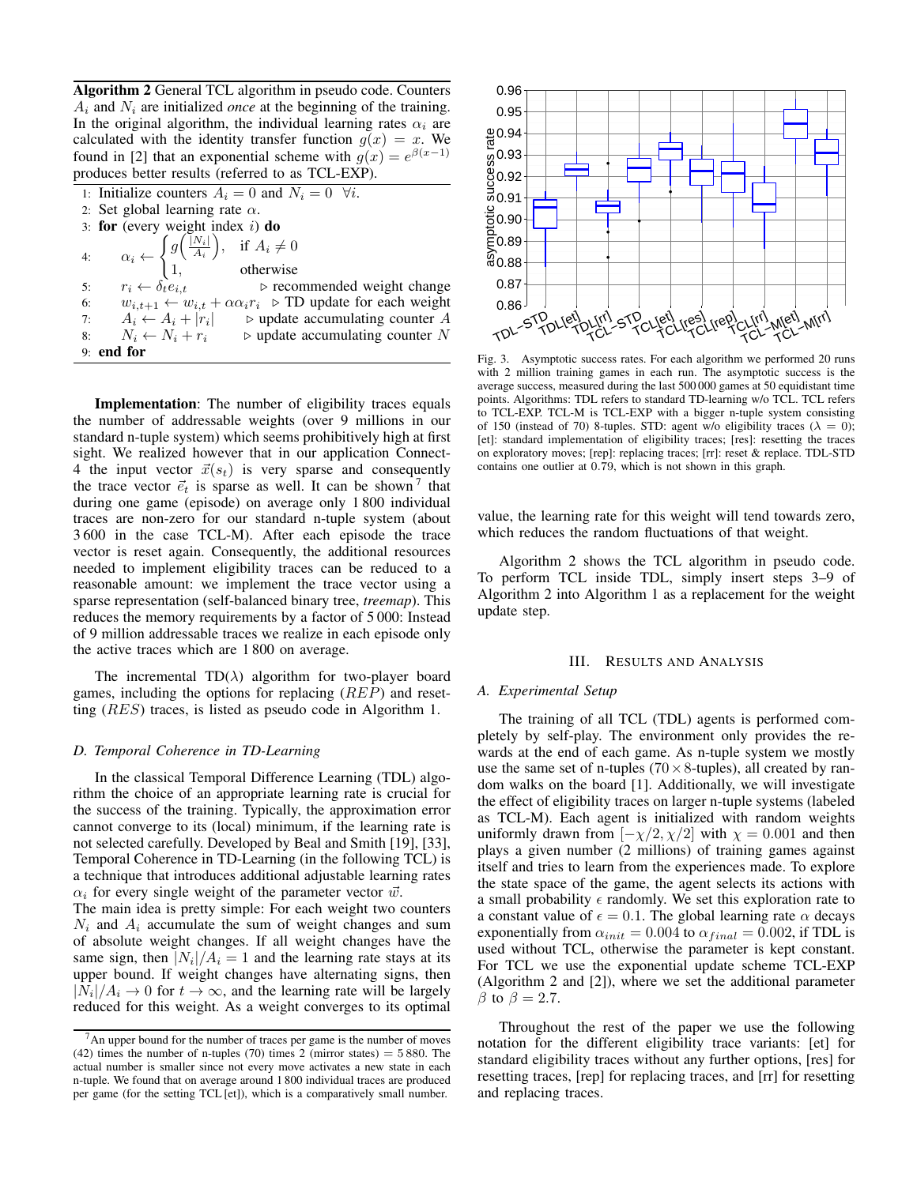**Algorithm 2** General TCL algorithm in pseudo code. Counters $A_i$ and $N_i$ are initialized *once* at the beginning of the training. In the original algorithm, the individual learning rates $\alpha_i$ are calculated with the identity transfer function $g(x) = x$. We found in [2] that an exponential scheme with $g(x) = e^{\beta(x-1)}$ produces better results (referred to as TCL-EXP).

1: Initialize counters $A_i = 0$ and $N_i = 0 \quad \forall i$.
2: Set global learning rate $\alpha$.
3: **for** (every weight index $i$) **do**
4: $\quad \alpha_i \leftarrow \begin{cases} g\left(\frac{|N_i|}{A_i}\right), & \text{if } A_i \neq 0 \\ 1, & \text{otherwise} \end{cases}$
5: $\quad r_i \leftarrow \delta_t e_{i,t}$ ▷ recommended weight change
6: $\quad w_{i,t+1} \leftarrow w_{i,t} + \alpha \alpha_i r_i$ ▷ TD update for each weight
7: $\quad A_i \leftarrow A_i + |r_i|$ ▷ update accumulating counter $A$
8: $\quad N_i \leftarrow N_i + r_i$ ▷ update accumulating counter $N$
9: **end for**

**Implementation**: The number of eligibility traces equals the number of addressable weights (over 9 millions in our standard n-tuple system) which seems prohibitively high at first sight. We realized however that in our application Connect-4 the input vector $\vec{x}(s_t)$ is very sparse and consequently the trace vector $\vec{e}_t$ is sparse as well. It can be shown[7] that during one game (episode) on average only 1 800 individual traces are non-zero for our standard n-tuple system (about 3 600 in the case TCL-M). After each episode the trace vector is reset again. Consequently, the additional resources needed to implement eligibility traces can be reduced to a reasonable amount: we implement the trace vector using a sparse representation (self-balanced binary tree, *treemap*). This reduces the memory requirements by a factor of 5 000: Instead of 9 million addressable traces we realize in each episode only the active traces which are 1 800 on average.

The incremental TD($\lambda$) algorithm for two-player board games, including the options for replacing ($REP$) and resetting ($RES$) traces, is listed as pseudo code in Algorithm 1.

### D. Temporal Coherence in TD-Learning

In the classical Temporal Difference Learning (TDL) algorithm the choice of an appropriate learning rate is crucial for the success of the training. Typically, the approximation error cannot converge to its (local) minimum, if the learning rate is not selected carefully. Developed by Beal and Smith [19], [33], Temporal Coherence in TD-Learning (in the following TCL) is a technique that introduces additional adjustable learning rates $\alpha_i$ for every single weight of the parameter vector $\vec{w}$.
The main idea is pretty simple: For each weight two counters $N_i$ and $A_i$ accumulate the sum of weight changes and sum of absolute weight changes. If all weight changes have the same sign, then $|N_i|/A_i = 1$ and the learning rate stays at its upper bound. If weight changes have alternating signs, then $|N_i|/A_i \to 0$ for $t \to \infty$, and the learning rate will be largely reduced for this weight. As a weight converges to its optimal value, the learning rate for this weight will tend towards zero, which reduces the random fluctuations of that weight.

[7] An upper bound for the number of traces per game is the number of moves (42) times the number of n-tuples (70) times 2 (mirror states) = 5 880. The actual number is smaller since not every move activates a new state in each n-tuple. We found that on average around 1 800 individual traces are produced per game (for the setting TCL [et]), which is a comparatively small number.

Fig. 3. Asymptotic success rates. For each algorithm we performed 20 runs with 2 million training games in each run. The asymptotic success is the average success, measured during the last 500 000 games at 50 equidistant time points. Algorithms: TDL refers to standard TD-learning w/o TCL. TCL refers to TCL-EXP. TCL-M is TCL-EXP with a bigger n-tuple system consisting of 150 (instead of 70) 8-tuples. STD: agent w/o eligibility traces ($\lambda = 0$); [et]: standard implementation of eligibility traces; [res]: resetting the traces on exploratory moves; [rep]: replacing traces; [rr]: reset & replace. TDL-STD contains one outlier at 0.79, which is not shown in this graph.

Algorithm 2 shows the TCL algorithm in pseudo code. To perform TCL inside TDL, simply insert steps 3–9 of Algorithm 2 into Algorithm 1 as a replacement for the weight update step.

## III. Results and Analysis

### A. Experimental Setup

The training of all TCL (TDL) agents is performed completely by self-play. The environment only provides the rewards at the end of each game. As n-tuple system we mostly use the same set of n-tuples ($70 \times 8$-tuples), all created by random walks on the board [1]. Additionally, we will investigate the effect of eligibility traces on larger n-tuple systems (labeled as TCL-M). Each agent is initialized with random weights uniformly drawn from $[-\chi/2, \chi/2]$ with $\chi = 0.001$ and then plays a given number (2 millions) of training games against itself and tries to learn from the experiences made. To explore the state space of the game, the agent selects its actions with a small probability $\epsilon$ randomly. We set this exploration rate to a constant value of $\epsilon = 0.1$. The global learning rate $\alpha$ decays exponentially from $\alpha_{init} = 0.004$ to $\alpha_{final} = 0.002$, if TDL is used without TCL, otherwise the parameter is kept constant. For TCL we use the exponential update scheme TCL-EXP (Algorithm 2 and [2]), where we set the additional parameter $\beta$ to $\beta = 2.7$.

Throughout the rest of the paper we use the following notation for the different eligibility trace variants: [et] for standard eligibility traces without any further options, [res] for resetting traces, [rep] for replacing traces, and [rr] for resetting and replacing traces.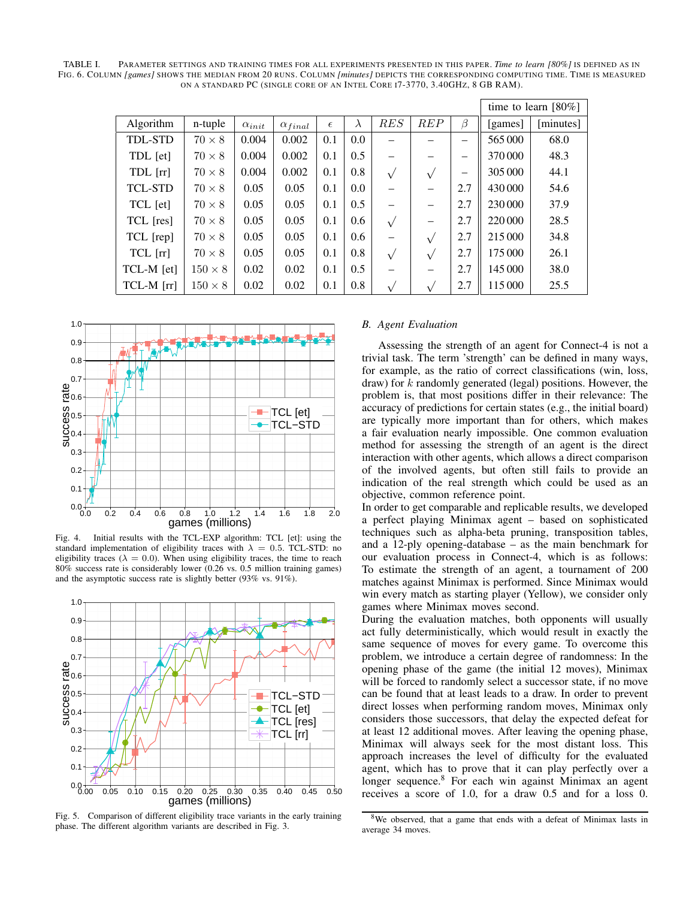TABLE I. Parameter settings and training times for all experiments presented in this paper. *Time to learn [80%]* is defined as in Fig. 6. Column *[games]* shows the median from 20 runs. Column *[minutes]* depicts the corresponding computing time. Time is measured on a standard PC (single core of an Intel Core i7-3770, 3.40GHz, 8 GB RAM).

| Algorithm | n-tuple | $\alpha_{init}$ | $\alpha_{final}$ | $\epsilon$ | $\lambda$ | *RES* | *REP* | $\beta$ | time to learn [80%] [games] | time to learn [80%] [minutes] |
|---|---|---|---|---|---|---|---|---|---|---|
| TDL-STD | $70 \times 8$ | 0.004 | 0.002 | 0.1 | 0.0 | – | – | – | 565 000 | 68.0 |
| TDL [et] | $70 \times 8$ | 0.004 | 0.002 | 0.1 | 0.5 | – | – | – | 370 000 | 48.3 |
| TDL [rr] | $70 \times 8$ | 0.004 | 0.002 | 0.1 | 0.8 | √ | √ | – | 305 000 | 44.1 |
| TCL-STD | $70 \times 8$ | 0.05 | 0.05 | 0.1 | 0.0 | – | – | 2.7 | 430 000 | 54.6 |
| TCL [et] | $70 \times 8$ | 0.05 | 0.05 | 0.1 | 0.5 | – | – | 2.7 | 230 000 | 37.9 |
| TCL [res] | $70 \times 8$ | 0.05 | 0.05 | 0.1 | 0.6 | √ | – | 2.7 | 220 000 | 28.5 |
| TCL [rep] | $70 \times 8$ | 0.05 | 0.05 | 0.1 | 0.6 | – | √ | 2.7 | 215 000 | 34.8 |
| TCL [rr] | $70 \times 8$ | 0.05 | 0.05 | 0.1 | 0.8 | √ | √ | 2.7 | 175 000 | 26.1 |
| TCL-M [et] | $150 \times 8$ | 0.02 | 0.02 | 0.1 | 0.5 | – | – | 2.7 | 145 000 | 38.0 |
| TCL-M [rr] | $150 \times 8$ | 0.02 | 0.02 | 0.1 | 0.8 | √ | √ | 2.7 | 115 000 | 25.5 |

Fig. 4. Initial results with the TCL-EXP algorithm: TCL [et]: using the standard implementation of eligibility traces with $\lambda = 0.5$. TCL-STD: no eligibility traces ($\lambda = 0.0$). When using eligibility traces, the time to reach 80% success rate is considerably lower (0.26 vs. 0.5 million training games) and the asymptotic success rate is slightly better (93% vs. 91%).

Fig. 5. Comparison of different eligibility trace variants in the early training phase. The different algorithm variants are described in Fig. 3.

### B. Agent Evaluation

Assessing the strength of an agent for Connect-4 is not a trivial task. The term 'strength' can be defined in many ways, for example, as the ratio of correct classifications (win, loss, draw) for $k$ randomly generated (legal) positions. However, the problem is, that most positions differ in their relevance: The accuracy of predictions for certain states (e.g., the initial board) are typically more important than for others, which makes a fair evaluation nearly impossible. One common evaluation method for assessing the strength of an agent is the direct interaction with other agents, which allows a direct comparison of the involved agents, but often still fails to provide an indication of the real strength which could be used as an objective, common reference point.

In order to get comparable and replicable results, we developed a perfect playing Minimax agent – based on sophisticated techniques such as alpha-beta pruning, transposition tables, and a 12-ply opening-database – as the main benchmark for our evaluation process in Connect-4, which is as follows: To estimate the strength of an agent, a tournament of 200 matches against Minimax is performed. Since Minimax would win every match as starting player (Yellow), we consider only games where Minimax moves second.

During the evaluation matches, both opponents will usually act fully deterministically, which would result in exactly the same sequence of moves for every game. To overcome this problem, we introduce a certain degree of randomness: In the opening phase of the game (the initial 12 moves), Minimax will be forced to randomly select a successor state, if no move can be found that at least leads to a draw. In order to prevent direct losses when performing random moves, Minimax only considers those successors, that delay the expected defeat for at least 12 additional moves. After leaving the opening phase, Minimax will always seek for the most distant loss. This approach increases the level of difficulty for the evaluated agent, which has to prove that it can play perfectly over a longer sequence.[8] For each win against Minimax an agent receives a score of 1.0, for a draw 0.5 and for a loss 0.

[8] We observed, that a game that ends with a defeat of Minimax lasts in average 34 moves.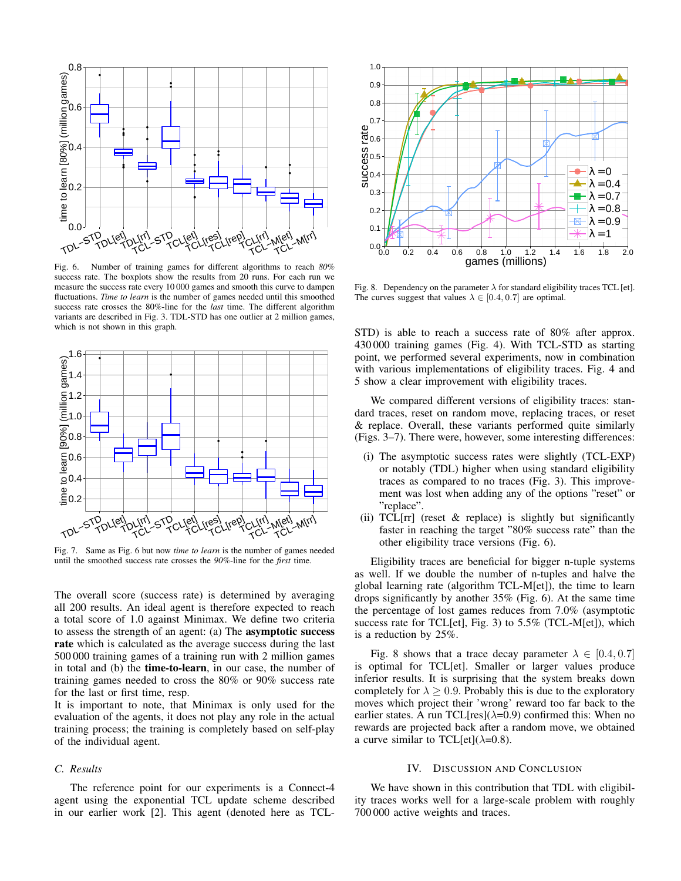Fig. 6. Number of training games for different algorithms to reach *80%* success rate. The boxplots show the results from 20 runs. For each run we measure the success rate every 10 000 games and smooth this curve to dampen fluctuations. *Time to learn* is the number of games needed until this smoothed success rate crosses the 80%-line for the *last* time. The different algorithm variants are described in Fig. 3. TDL-STD has one outlier at 2 million games, which is not shown in this graph.

Fig. 7. Same as Fig. 6 but now *time to learn* is the number of games needed until the smoothed success rate crosses the *90%*-line for the *first* time.

The overall score (success rate) is determined by averaging all 200 results. An ideal agent is therefore expected to reach a total score of 1.0 against Minimax. We define two criteria to assess the strength of an agent: (a) The **asymptotic success rate** which is calculated as the average success during the last 500 000 training games of a training run with 2 million games in total and (b) the **time-to-learn**, in our case, the number of training games needed to cross the 80% or 90% success rate for the last or first time, resp.

It is important to note, that Minimax is only used for the evaluation of the agents, it does not play any role in the actual training process; the training is completely based on self-play of the individual agent.

### C. Results

The reference point for our experiments is a Connect-4 agent using the exponential TCL update scheme described in our earlier work [2]. This agent (denoted here as TCL-STD) is able to reach a success rate of 80% after approx. 430 000 training games (Fig. 4). With TCL-STD as starting point, we performed several experiments, now in combination with various implementations of eligibility traces. Fig. 4 and 5 show a clear improvement with eligibility traces.

We compared different versions of eligibility traces: standard traces, reset on random move, replacing traces, or reset & replace. Overall, these variants performed quite similarly (Figs. 3–7). There were, however, some interesting differences:

(i) The asymptotic success rates were slightly (TCL-EXP) or notably (TDL) higher when using standard eligibility traces as compared to no traces (Fig. 3). This improvement was lost when adding any of the options "reset" or "replace".

(ii) TCL[rr] (reset & replace) is slightly but significantly faster in reaching the target "80% success rate" than the other eligibility trace versions (Fig. 6).

Eligibility traces are beneficial for bigger n-tuple systems as well. If we double the number of n-tuples and halve the global learning rate (algorithm TCL-M[et]), the time to learn drops significantly by another 35% (Fig. 6). At the same time the percentage of lost games reduces from 7.0% (asymptotic success rate for TCL[et], Fig. 3) to 5.5% (TCL-M[et]), which is a reduction by 25%.

Fig. 8. Dependency on the parameter $\lambda$ for standard eligibility traces TCL [et]. The curves suggest that values $\lambda \in [0.4, 0.7]$ are optimal.

Fig. 8 shows that a trace decay parameter $\lambda \in [0.4, 0.7]$ is optimal for TCL[et]. Smaller or larger values produce inferior results. It is surprising that the system breaks down completely for $\lambda \geq 0.9$. Probably this is due to the exploratory moves which project their 'wrong' reward too far back to the earlier states. A run TCL[res]($\lambda$=0.9) confirmed this: When no rewards are projected back after a random move, we obtained a curve similar to TCL[et]($\lambda$=0.8).

## IV. Discussion and Conclusion

We have shown in this contribution that TDL with eligibility traces works well for a large-scale problem with roughly 700 000 active weights and traces.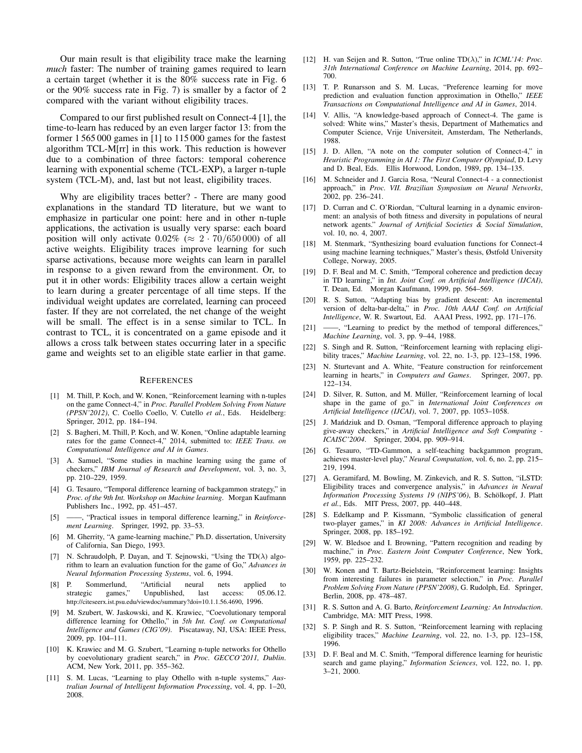Our main result is that eligibility trace make the learning *much* faster: The number of training games required to learn a certain target (whether it is the 80% success rate in Fig. 6 or the 90% success rate in Fig. 7) is smaller by a factor of 2 compared with the variant without eligibility traces.

Compared to our first published result on Connect-4 [1], the time-to-learn has reduced by an even larger factor 13: from the former 1 565 000 games in [1] to 115 000 games for the fastest algorithm TCL-M[rr] in this work. This reduction is however due to a combination of three factors: temporal coherence learning with exponential scheme (TCL-EXP), a larger n-tuple system (TCL-M), and, last but not least, eligibility traces.

Why are eligibility traces better? - There are many good explanations in the standard TD literature, but we want to emphasize in particular one point: here and in other n-tuple applications, the activation is usually very sparse: each board position will only activate 0.02% ($\approx 2 \cdot 70/650\,000$) of all active weights. Eligibility traces improve learning for such sparse activations, because more weights can learn in parallel in response to a given reward from the environment. Or, to put it in other words: Eligibility traces allow a certain weight to learn during a greater percentage of all time steps. If the individual weight updates are correlated, learning can proceed faster. If they are not correlated, the net change of the weight will be small. The effect is in a sense similar to TCL. In contrast to TCL, it is concentrated on a game episode and it allows a cross talk between states occurring later in a specific game and weights set to an eligible state earlier in that game.

## References

[1] M. Thill, P. Koch, and W. Konen, "Reinforcement learning with n-tuples on the game Connect-4," in *Proc. Parallel Problem Solving From Nature (PPSN'2012)*, C. Coello Coello, V. Cutello *et al.*, Eds. Heidelberg: Springer, 2012, pp. 184–194.

[2] S. Bagheri, M. Thill, P. Koch, and W. Konen, "Online adaptable learning rates for the game Connect-4," 2014, submitted to: *IEEE Trans. on Computational Intelligence and AI in Games*.

[3] A. Samuel, "Some studies in machine learning using the game of checkers," *IBM Journal of Research and Development*, vol. 3, no. 3, pp. 210–229, 1959.

[4] G. Tesauro, "Temporal difference learning of backgammon strategy," in *Proc. of the 9th Int. Workshop on Machine learning*. Morgan Kaufmann Publishers Inc., 1992, pp. 451–457.

[5] ——, "Practical issues in temporal difference learning," in *Reinforcement Learning*. Springer, 1992, pp. 33–53.

[6] M. Gherrity, "A game-learning machine," Ph.D. dissertation, University of California, San Diego, 1993.

[7] N. Schraudolph, P. Dayan, and T. Sejnowski, "Using the TD($\lambda$) algorithm to learn an evaluation function for the game of Go," *Advances in Neural Information Processing Systems*, vol. 6, 1994.

[8] P. Sommerlund, "Artificial neural nets applied to strategic games," Unpublished, last access: 05.06.12. http://citeseerx.ist.psu.edu/viewdoc/summary?doi=10.1.1.56.4690, 1996.

[9] M. Szubert, W. Jaskowski, and K. Krawiec, "Coevolutionary temporal difference learning for Othello," in *5th Int. Conf. on Computational Intelligence and Games (CIG'09)*. Piscataway, NJ, USA: IEEE Press, 2009, pp. 104–111.

[10] K. Krawiec and M. G. Szubert, "Learning n-tuple networks for Othello by coevolutionary gradient search," in *Proc. GECCO'2011, Dublin*. ACM, New York, 2011, pp. 355–362.

[11] S. M. Lucas, "Learning to play Othello with n-tuple systems," *Australian Journal of Intelligent Information Processing*, vol. 4, pp. 1–20, 2008.

[12] H. van Seijen and R. Sutton, "True online TD($\lambda$)," in *ICML'14: Proc. 31th International Conference on Machine Learning*, 2014, pp. 692–700.

[13] T. P. Runarsson and S. M. Lucas, "Preference learning for move prediction and evaluation function approximation in Othello," *IEEE Transactions on Computational Intelligence and AI in Games*, 2014.

[14] V. Allis, "A knowledge-based approach of Connect-4. The game is solved: White wins," Master's thesis, Department of Mathematics and Computer Science, Vrije Universiteit, Amsterdam, The Netherlands, 1988.

[15] J. D. Allen, "A note on the computer solution of Connect-4," in *Heuristic Programming in AI 1: The First Computer Olympiad*, D. Levy and D. Beal, Eds. Ellis Horwood, London, 1989, pp. 134–135.

[16] M. Schneider and J. Garcia Rosa, "Neural Connect-4 - a connectionist approach," in *Proc. VII. Brazilian Symposium on Neural Networks*, 2002, pp. 236–241.

[17] D. Curran and C. O'Riordan, "Cultural learning in a dynamic environment: an analysis of both fitness and diversity in populations of neural network agents." *Journal of Artificial Societies & Social Simulation*, vol. 10, no. 4, 2007.

[18] M. Stenmark, "Synthesizing board evaluation functions for Connect-4 using machine learning techniques," Master's thesis, Østfold University College, Norway, 2005.

[19] D. F. Beal and M. C. Smith, "Temporal coherence and prediction decay in TD learning," in *Int. Joint Conf. on Artificial Intelligence (IJCAI)*, T. Dean, Ed. Morgan Kaufmann, 1999, pp. 564–569.

[20] R. S. Sutton, "Adapting bias by gradient descent: An incremental version of delta-bar-delta," in *Proc. 10th AAAI Conf. on Artificial Intelligence*, W. R. Swartout, Ed. AAAI Press, 1992, pp. 171–176.

[21] ——, "Learning to predict by the method of temporal differences," *Machine Learning*, vol. 3, pp. 9–44, 1988.

[22] S. Singh and R. Sutton, "Reinforcement learning with replacing eligibility traces," *Machine Learning*, vol. 22, no. 1-3, pp. 123–158, 1996.

[23] N. Sturtevant and A. White, "Feature construction for reinforcement learning in hearts," in *Computers and Games*. Springer, 2007, pp. 122–134.

[24] D. Silver, R. Sutton, and M. Müller, "Reinforcement learning of local shape in the game of go." in *International Joint Conferences on Artificial Intelligence (IJCAI)*, vol. 7, 2007, pp. 1053–1058.

[25] J. Mańdziuk and D. Osman, "Temporal difference approach to playing give-away checkers," in *Artificial Intelligence and Soft Computing - ICAISC'2004*. Springer, 2004, pp. 909–914.

[26] G. Tesauro, "TD-Gammon, a self-teaching backgammon program, achieves master-level play," *Neural Computation*, vol. 6, no. 2, pp. 215–219, 1994.

[27] A. Geramifard, M. Bowling, M. Zinkevich, and R. S. Sutton, "iLSTD: Eligibility traces and convergence analysis," in *Advances in Neural Information Processing Systems 19 (NIPS'06)*, B. Schölkopf, J. Platt *et al.*, Eds. MIT Press, 2007, pp. 440–448.

[28] S. Edelkamp and P. Kissmann, "Symbolic classification of general two-player games," in *KI 2008: Advances in Artificial Intelligence*. Springer, 2008, pp. 185–192.

[29] W. W. Bledsoe and I. Browning, "Pattern recognition and reading by machine," in *Proc. Eastern Joint Computer Conference*, New York, 1959, pp. 225–232.

[30] W. Konen and T. Bartz-Beielstein, "Reinforcement learning: Insights from interesting failures in parameter selection," in *Proc. Parallel Problem Solving From Nature (PPSN'2008)*, G. Rudolph, Ed. Springer, Berlin, 2008, pp. 478–487.

[31] R. S. Sutton and A. G. Barto, *Reinforcement Learning: An Introduction*. Cambridge, MA: MIT Press, 1998.

[32] S. P. Singh and R. S. Sutton, "Reinforcement learning with replacing eligibility traces," *Machine Learning*, vol. 22, no. 1-3, pp. 123–158, 1996.

[33] D. F. Beal and M. C. Smith, "Temporal difference learning for heuristic search and game playing," *Information Sciences*, vol. 122, no. 1, pp. 3–21, 2000.